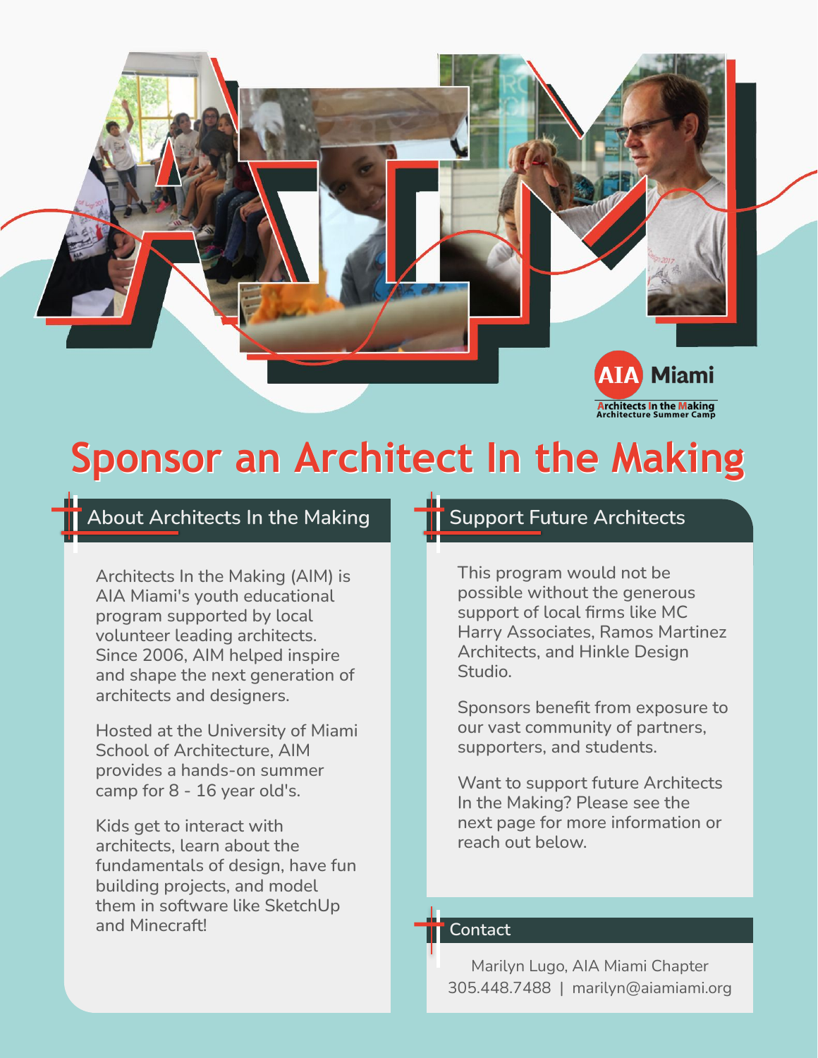AIA Miami

Architects In the Making
Architecture Summer Camp

# Sponsor an Architect In the Making

## About Architects In the Making

Architects In the Making (AIM) is AIA Miami's youth educational program supported by local volunteer leading architects. Since 2006, AIM helped inspire and shape the next generation of architects and designers.

Hosted at the University of Miami School of Architecture, AIM provides a hands-on summer camp for 8 - 16 year old's.

Kids get to interact with architects, learn about the fundamentals of design, have fun building projects, and model them in software like SketchUp and Minecraft!

## Support Future Architects

This program would not be possible without the generous support of local firms like MC Harry Associates, Ramos Martinez Architects, and Hinkle Design Studio.

Sponsors benefit from exposure to our vast community of partners, supporters, and students.

Want to support future Architects In the Making? Please see the next page for more information or reach out below.

## Contact

Marilyn Lugo, AIA Miami Chapter
305.448.7488 | marilyn@aiamiami.org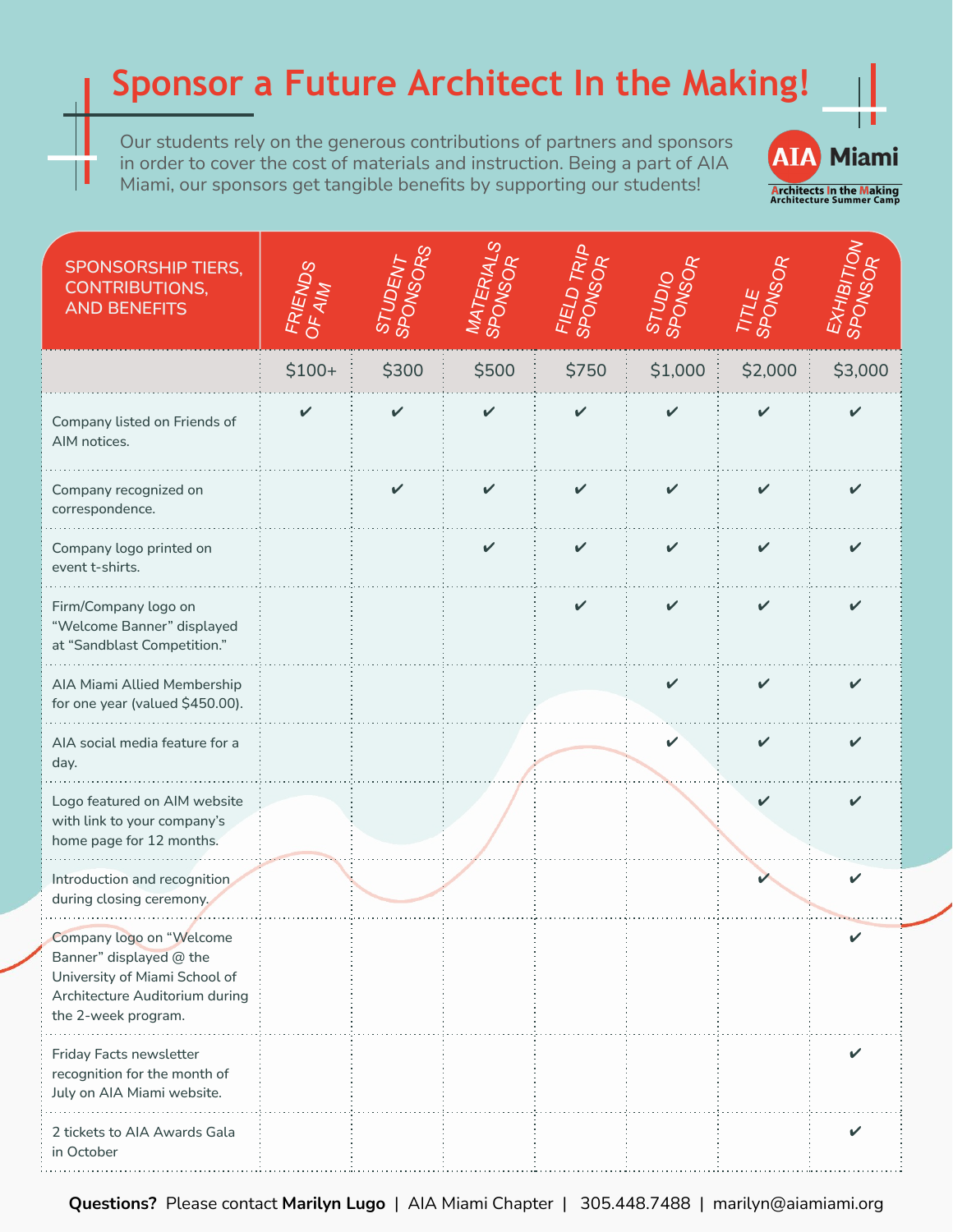# Sponsor a Future Architect In the Making!

Our students rely on the generous contributions of partners and sponsors in order to cover the cost of materials and instruction. Being a part of AIA Miami, our sponsors get tangible benefits by supporting our students!

AIA Miami
Architects In the Making
Architecture Summer Camp

| SPONSORSHIP TIERS, CONTRIBUTIONS, AND BENEFITS | FRIENDS OF AIM | STUDENT SPONSORS | MATERIALS SPONSOR | FIELD TRIP SPONSOR | STUDIO SPONSOR | TITLE SPONSOR | EXHIBITION SPONSOR |
|---|---|---|---|---|---|---|---|
| | $100+ | $300 | $500 | $750 | $1,000 | $2,000 | $3,000 |
| Company listed on Friends of AIM notices. | ✔ | ✔ | ✔ | ✔ | ✔ | ✔ | ✔ |
| Company recognized on correspondence. | | ✔ | ✔ | ✔ | ✔ | ✔ | ✔ |
| Company logo printed on event t-shirts. | | | ✔ | ✔ | ✔ | ✔ | ✔ |
| Firm/Company logo on “Welcome Banner” displayed at “Sandblast Competition.” | | | | ✔ | ✔ | ✔ | ✔ |
| AIA Miami Allied Membership for one year (valued $450.00). | | | | | ✔ | ✔ | ✔ |
| AIA social media feature for a day. | | | | | ✔ | ✔ | ✔ |
| Logo featured on AIM website with link to your company’s home page for 12 months. | | | | | | ✔ | ✔ |
| Introduction and recognition during closing ceremony. | | | | | | ✔ | ✔ |
| Company logo on “Welcome Banner” displayed @ the University of Miami School of Architecture Auditorium during the 2-week program. | | | | | | | ✔ |
| Friday Facts newsletter recognition for the month of July on AIA Miami website. | | | | | | | ✔ |
| 2 tickets to AIA Awards Gala in October | | | | | | | ✔ |

**Questions?** Please contact **Marilyn Lugo** | AIA Miami Chapter | 305.448.7488 | marilyn@aiamiami.org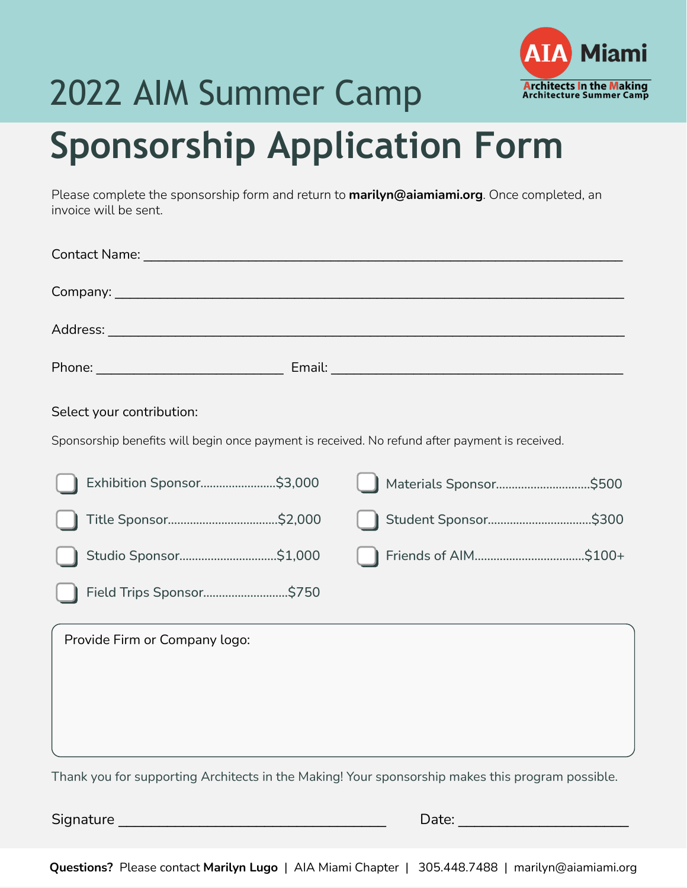# 2022 AIM Summer Camp

AIA Miami
Architects In the Making
Architecture Summer Camp

# Sponsorship Application Form

Please complete the sponsorship form and return to **marilyn@aiamiami.org**. Once completed, an invoice will be sent.

Contact Name: ______________________________________________

Company: ______________________________________________

Address: ______________________________________________

Phone: ____________________ Email: ______________________________

Select your contribution:

Sponsorship benefits will begin once payment is received. No refund after payment is received.

- ☐ Exhibition Sponsor........................$3,000
- ☐ Title Sponsor..................................$2,000
- ☐ Studio Sponsor..............................$1,000
- ☐ Field Trips Sponsor..........................$750
- ☐ Materials Sponsor.............................$500
- ☐ Student Sponsor................................$300
- ☐ Friends of AIM..................................$100+

Provide Firm or Company logo:

Thank you for supporting Architects in the Making! Your sponsorship makes this program possible.

Signature ______________________________ Date: ____________________

**Questions?** Please contact **Marilyn Lugo** | AIA Miami Chapter | 305.448.7488 | marilyn@aiamiami.org